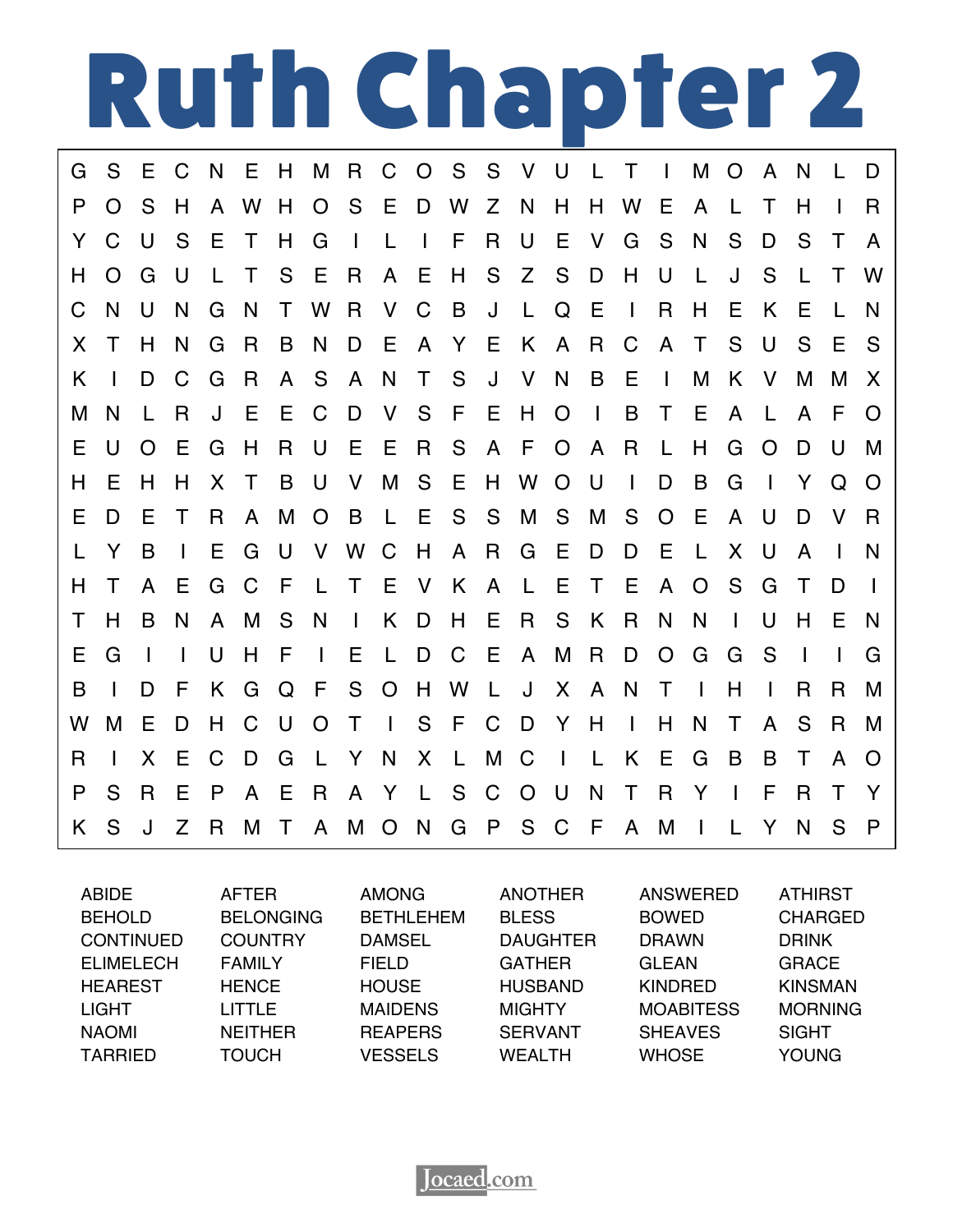# Ruth Chapter 2

```
G S E C N E H M R C O S S V U L T I M O A N L D
P O S H A W H O S E D W Z N H H W E A L T H I R
Y C U S E T H G I L I F R U E V G S N S D S T A
H O G U L T S E R A E H S Z S D H U L J S L T W
C N U N G N T W R V C B J L Q E I R H E K E L N
X T H N G R B N D E A Y E K A R C A T S U S E S
K I D C G R A S A N T S J V N B E I M K V M M X
M N L R J E E C D V S F E H O I B T E A L A F O
E U O E G H R U E E R S A F O A R L H G O D U M
H E H H X T B U V M S E H W O U I D B G I Y Q O
E D E T R A M O B L E S S M S M S O E A U D V R
L Y B I E G U V W C H A R G E D D E L X U A I N
H T A E G C F L T E V K A L E T E A O S G T D I
T H B N A M S N I K D H E R S K R N N I U H E N
E G I I U H F I E L D C E A M R D O G G S I I G
B I D F K G Q F S O H W L J X A N T I H I R R M
W M E D H C U O T I S F C D Y H I H N T A S R M
R I X E C D G L Y N X L M C I L K E G B B T A O
P S R E P A E R A Y L S C O U N T R Y I F R T Y
K S J Z R M T A M O N G P S C F A M I L Y N S P
```

| | | | | | |
|---|---|---|---|---|---|
| ABIDE | AFTER | AMONG | ANOTHER | ANSWERED | ATHIRST |
| BEHOLD | BELONGING | BETHLEHEM | BLESS | BOWED | CHARGED |
| CONTINUED | COUNTRY | DAMSEL | DAUGHTER | DRAWN | DRINK |
| ELIMELECH | FAMILY | FIELD | GATHER | GLEAN | GRACE |
| HEAREST | HENCE | HOUSE | HUSBAND | KINDRED | KINSMAN |
| LIGHT | LITTLE | MAIDENS | MIGHTY | MOABITESS | MORNING |
| NAOMI | NEITHER | REAPERS | SERVANT | SHEAVES | SIGHT |
| TARRIED | TOUCH | VESSELS | WEALTH | WHOSE | YOUNG |

Jocaed.com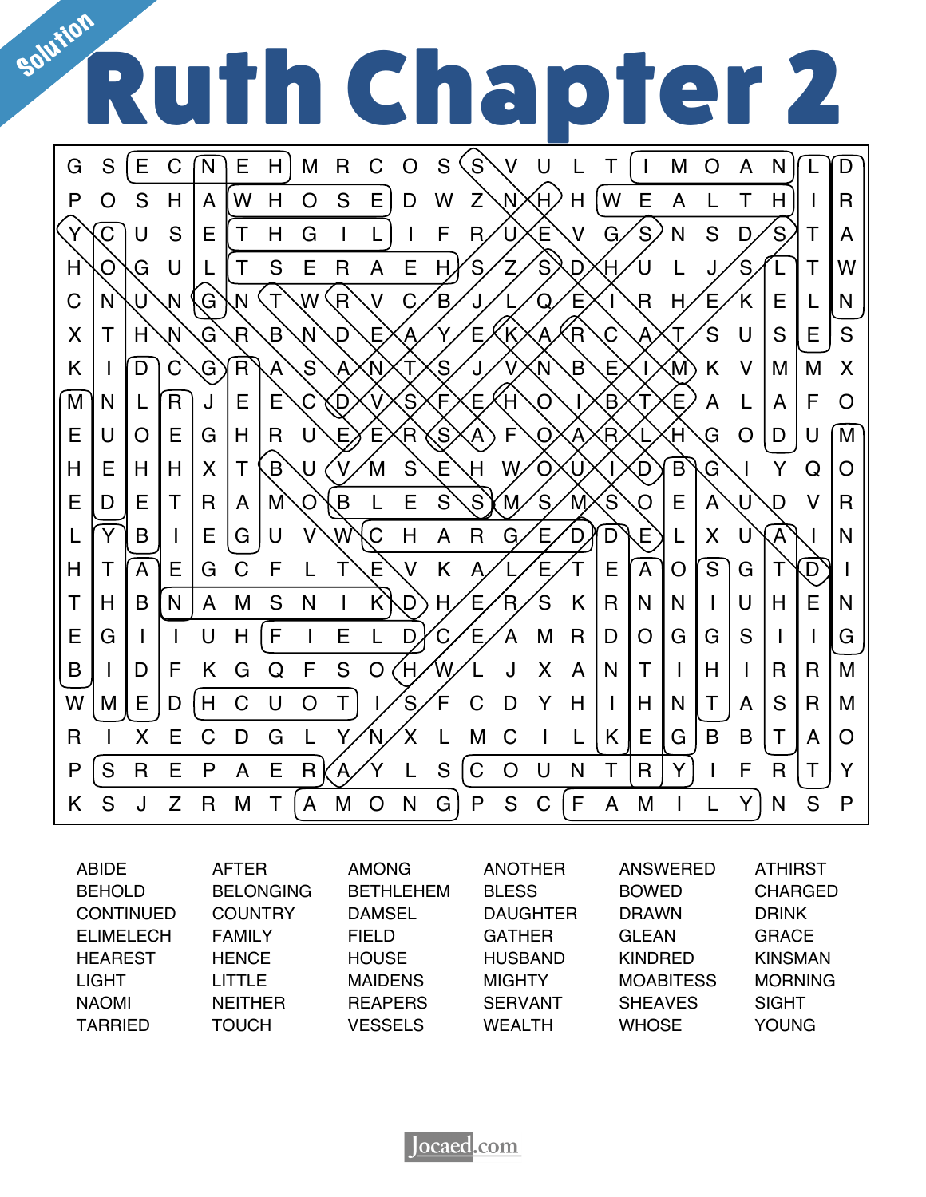Solution

# Ruth Chapter 2

```
G S E C N E H M R C O S S V U L T I M O A N L D
P O S H A W H O S E D W Z N H H W E A L T H I R
Y C U S E T H G I L I F R U E V G S N S D S T A
H O G U L T S E R A E H S Z S D H U L J S L T W
C N U N G N T W R V C B J L Q E I R H E K E L N
X T H N G R B N D E A Y E K A R C A T S U S E S
K I D C G R A S A N T S J V N B E I M K V M M X
M N L R J E E C D V S F E H O I B T E A L A F O
E U O E G H R U E E R S A F O A R L H G O D U M
H E H H X T B U V M S E H W O U I D B G I Y Q O
E D E T R A M O B L E S S M S M S O E A U D V R
L Y B I E G U V W C H A R G E D D E L X U A I N
H T A E G C F L T E V K A L E T E A O S G T D I
T H B N A M S N I K D H E R S K R N N I U H E N
E G I I U H F I E L D C E A M R D O G G S I I G
B I D F K G Q F S O H W L J X A N T I H I R R M
W M E D H C U O T I S F C D Y H I H N T A S R M
R I X E C D G L Y N X L M C I L K E G B B T A O
P S R E P A E R A Y L S C O U N T R Y I F R T Y
K S J Z R M T A M O N G P S C F A M I L Y N S P
```

| | | | | | |
|---|---|---|---|---|---|
| ABIDE | AFTER | AMONG | ANOTHER | ANSWERED | ATHIRST |
| BEHOLD | BELONGING | BETHLEHEM | BLESS | BOWED | CHARGED |
| CONTINUED | COUNTRY | DAMSEL | DAUGHTER | DRAWN | DRINK |
| ELIMELECH | FAMILY | FIELD | GATHER | GLEAN | GRACE |
| HEAREST | HENCE | HOUSE | HUSBAND | KINDRED | KINSMAN |
| LIGHT | LITTLE | MAIDENS | MIGHTY | MOABITESS | MORNING |
| NAOMI | NEITHER | REAPERS | SERVANT | SHEAVES | SIGHT |
| TARRIED | TOUCH | VESSELS | WEALTH | WHOSE | YOUNG |

Jocaed.com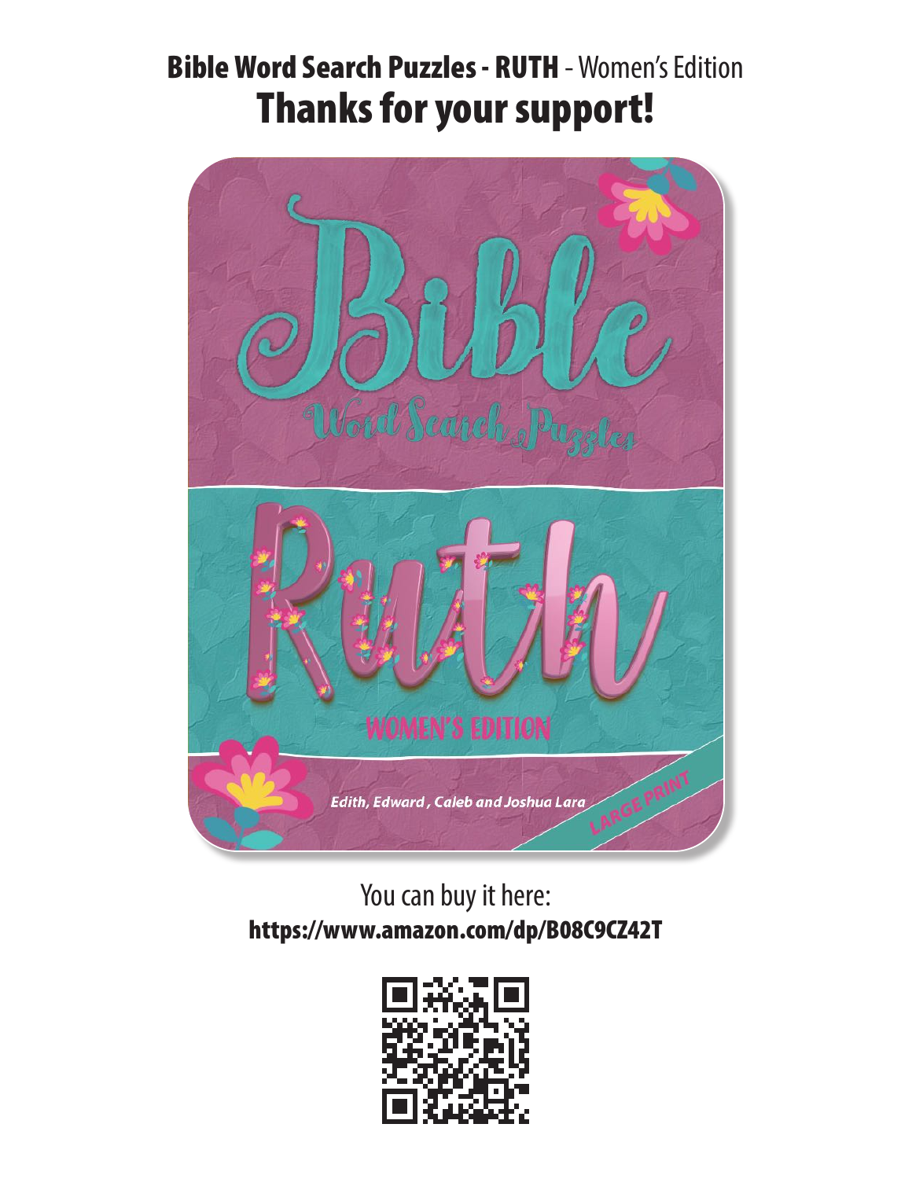**Bible Word Search Puzzles - RUTH** - Women's Edition

# Thanks for your support!

Bible

Word Search Puzzles

Ruth

WOMEN'S EDITION

*Edith, Edward, Caleb and Joshua Lara*

LARGE PRINT

You can buy it here:

**https://www.amazon.com/dp/B08C9CZ42T**